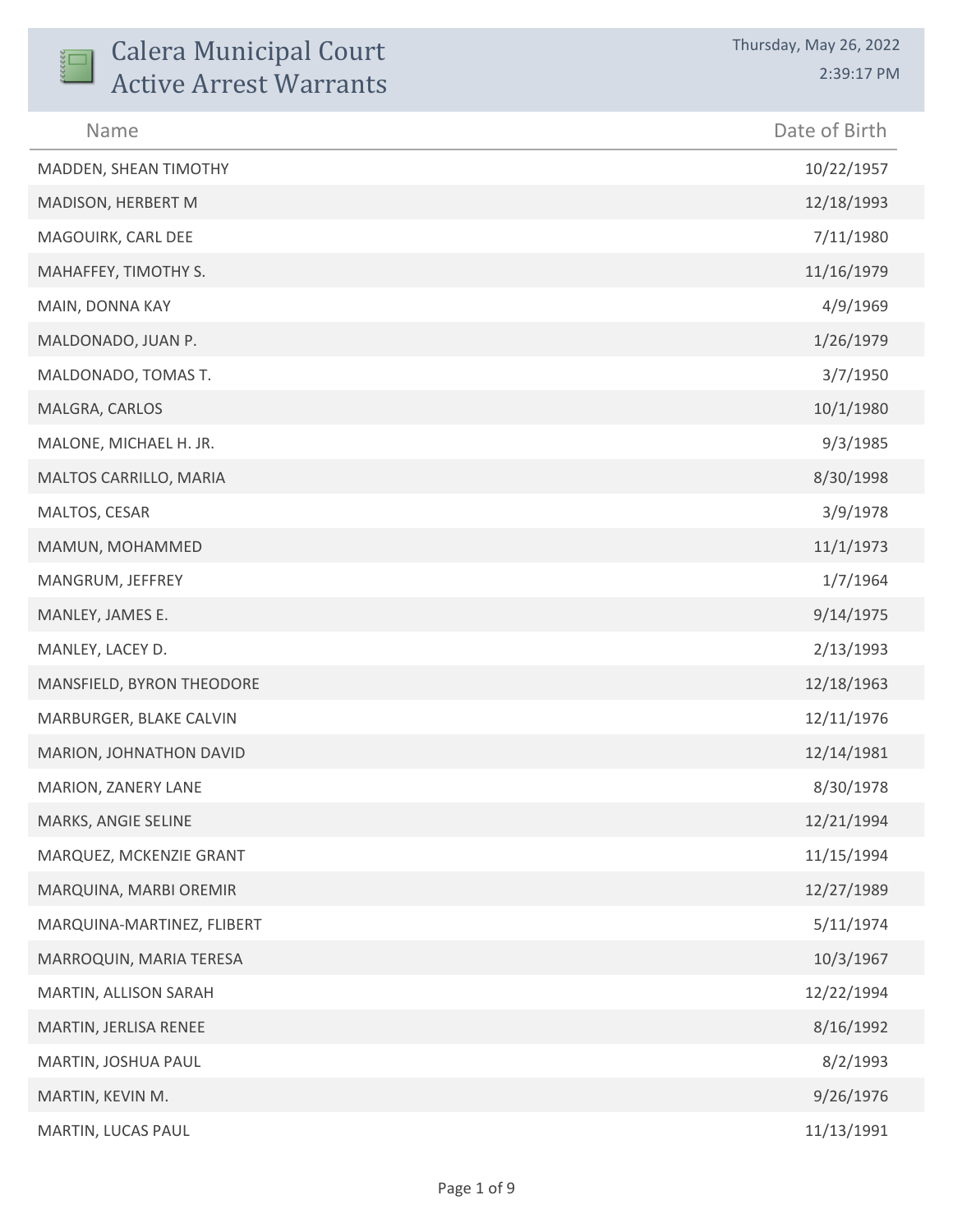# Calera Municipal Court
## Active Arrest Warrants

Thursday, May 26, 2022
2:39:17 PM

| Name | Date of Birth |
|---|---|
| MADDEN, SHEAN TIMOTHY | 10/22/1957 |
| MADISON, HERBERT M | 12/18/1993 |
| MAGOUIRK, CARL DEE | 7/11/1980 |
| MAHAFFEY, TIMOTHY S. | 11/16/1979 |
| MAIN, DONNA KAY | 4/9/1969 |
| MALDONADO, JUAN P. | 1/26/1979 |
| MALDONADO, TOMAS T. | 3/7/1950 |
| MALGRA, CARLOS | 10/1/1980 |
| MALONE, MICHAEL H. JR. | 9/3/1985 |
| MALTOS CARRILLO, MARIA | 8/30/1998 |
| MALTOS, CESAR | 3/9/1978 |
| MAMUN, MOHAMMED | 11/1/1973 |
| MANGRUM, JEFFREY | 1/7/1964 |
| MANLEY, JAMES E. | 9/14/1975 |
| MANLEY, LACEY D. | 2/13/1993 |
| MANSFIELD, BYRON THEODORE | 12/18/1963 |
| MARBURGER, BLAKE CALVIN | 12/11/1976 |
| MARION, JOHNATHON DAVID | 12/14/1981 |
| MARION, ZANERY LANE | 8/30/1978 |
| MARKS, ANGIE SELINE | 12/21/1994 |
| MARQUEZ, MCKENZIE GRANT | 11/15/1994 |
| MARQUINA, MARBI OREMIR | 12/27/1989 |
| MARQUINA-MARTINEZ, FLIBERT | 5/11/1974 |
| MARROQUIN, MARIA TERESA | 10/3/1967 |
| MARTIN, ALLISON SARAH | 12/22/1994 |
| MARTIN, JERLISA RENEE | 8/16/1992 |
| MARTIN, JOSHUA PAUL | 8/2/1993 |
| MARTIN, KEVIN M. | 9/26/1976 |
| MARTIN, LUCAS PAUL | 11/13/1991 |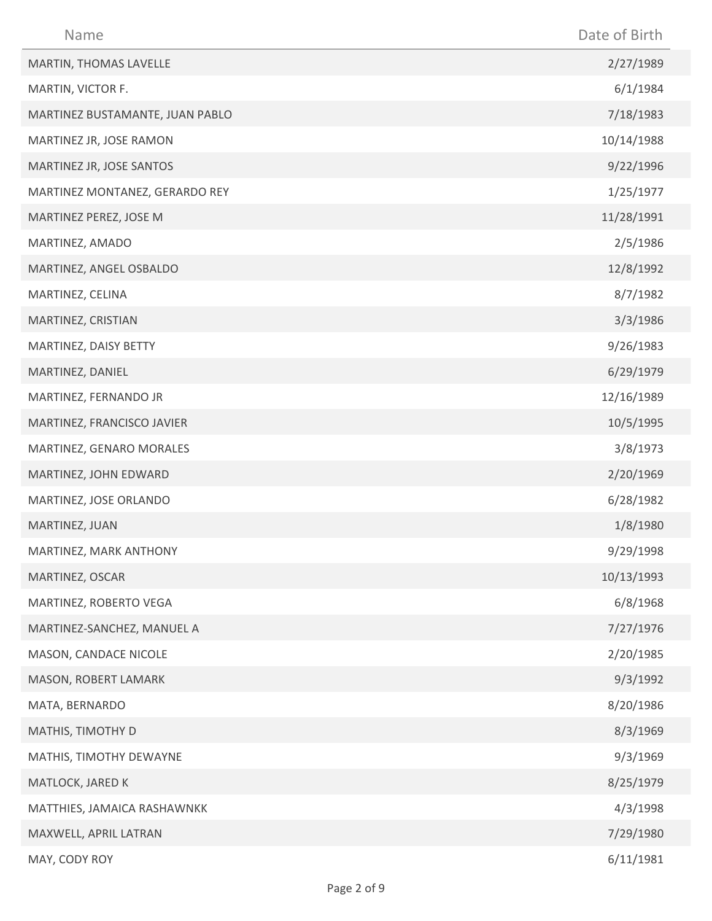| Name | Date of Birth |
| --- | --- |
| MARTIN, THOMAS LAVELLE | 2/27/1989 |
| MARTIN, VICTOR F. | 6/1/1984 |
| MARTINEZ BUSTAMANTE, JUAN PABLO | 7/18/1983 |
| MARTINEZ JR, JOSE RAMON | 10/14/1988 |
| MARTINEZ JR, JOSE SANTOS | 9/22/1996 |
| MARTINEZ MONTANEZ, GERARDO REY | 1/25/1977 |
| MARTINEZ PEREZ, JOSE M | 11/28/1991 |
| MARTINEZ, AMADO | 2/5/1986 |
| MARTINEZ, ANGEL OSBALDO | 12/8/1992 |
| MARTINEZ, CELINA | 8/7/1982 |
| MARTINEZ, CRISTIAN | 3/3/1986 |
| MARTINEZ, DAISY BETTY | 9/26/1983 |
| MARTINEZ, DANIEL | 6/29/1979 |
| MARTINEZ, FERNANDO JR | 12/16/1989 |
| MARTINEZ, FRANCISCO JAVIER | 10/5/1995 |
| MARTINEZ, GENARO MORALES | 3/8/1973 |
| MARTINEZ, JOHN EDWARD | 2/20/1969 |
| MARTINEZ, JOSE ORLANDO | 6/28/1982 |
| MARTINEZ, JUAN | 1/8/1980 |
| MARTINEZ, MARK ANTHONY | 9/29/1998 |
| MARTINEZ, OSCAR | 10/13/1993 |
| MARTINEZ, ROBERTO VEGA | 6/8/1968 |
| MARTINEZ-SANCHEZ, MANUEL A | 7/27/1976 |
| MASON, CANDACE NICOLE | 2/20/1985 |
| MASON, ROBERT LAMARK | 9/3/1992 |
| MATA, BERNARDO | 8/20/1986 |
| MATHIS, TIMOTHY D | 8/3/1969 |
| MATHIS, TIMOTHY DEWAYNE | 9/3/1969 |
| MATLOCK, JARED K | 8/25/1979 |
| MATTHIES, JAMAICA RASHAWNKK | 4/3/1998 |
| MAXWELL, APRIL LATRAN | 7/29/1980 |
| MAY, CODY ROY | 6/11/1981 |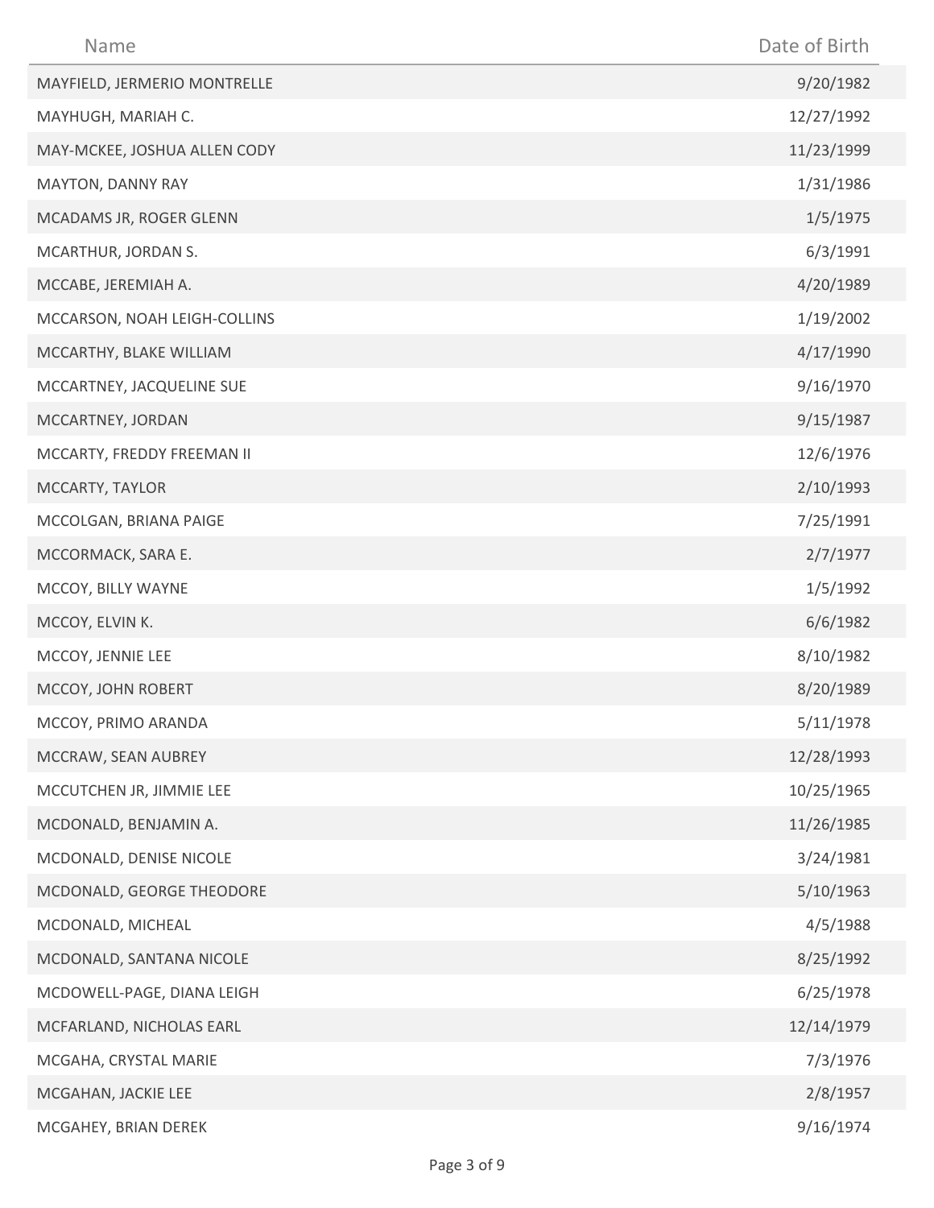| Name | Date of Birth |
| --- | --- |
| MAYFIELD, JERMERIO MONTRELLE | 9/20/1982 |
| MAYHUGH, MARIAH C. | 12/27/1992 |
| MAY-MCKEE, JOSHUA ALLEN CODY | 11/23/1999 |
| MAYTON, DANNY RAY | 1/31/1986 |
| MCADAMS JR, ROGER GLENN | 1/5/1975 |
| MCARTHUR, JORDAN S. | 6/3/1991 |
| MCCABE, JEREMIAH A. | 4/20/1989 |
| MCCARSON, NOAH LEIGH-COLLINS | 1/19/2002 |
| MCCARTHY, BLAKE WILLIAM | 4/17/1990 |
| MCCARTNEY, JACQUELINE SUE | 9/16/1970 |
| MCCARTNEY, JORDAN | 9/15/1987 |
| MCCARTY, FREDDY FREEMAN II | 12/6/1976 |
| MCCARTY, TAYLOR | 2/10/1993 |
| MCCOLGAN, BRIANA PAIGE | 7/25/1991 |
| MCCORMACK, SARA E. | 2/7/1977 |
| MCCOY, BILLY WAYNE | 1/5/1992 |
| MCCOY, ELVIN K. | 6/6/1982 |
| MCCOY, JENNIE LEE | 8/10/1982 |
| MCCOY, JOHN ROBERT | 8/20/1989 |
| MCCOY, PRIMO ARANDA | 5/11/1978 |
| MCCRAW, SEAN AUBREY | 12/28/1993 |
| MCCUTCHEN JR, JIMMIE LEE | 10/25/1965 |
| MCDONALD, BENJAMIN A. | 11/26/1985 |
| MCDONALD, DENISE NICOLE | 3/24/1981 |
| MCDONALD, GEORGE THEODORE | 5/10/1963 |
| MCDONALD, MICHEAL | 4/5/1988 |
| MCDONALD, SANTANA NICOLE | 8/25/1992 |
| MCDOWELL-PAGE, DIANA LEIGH | 6/25/1978 |
| MCFARLAND, NICHOLAS EARL | 12/14/1979 |
| MCGAHA, CRYSTAL MARIE | 7/3/1976 |
| MCGAHAN, JACKIE LEE | 2/8/1957 |
| MCGAHEY, BRIAN DEREK | 9/16/1974 |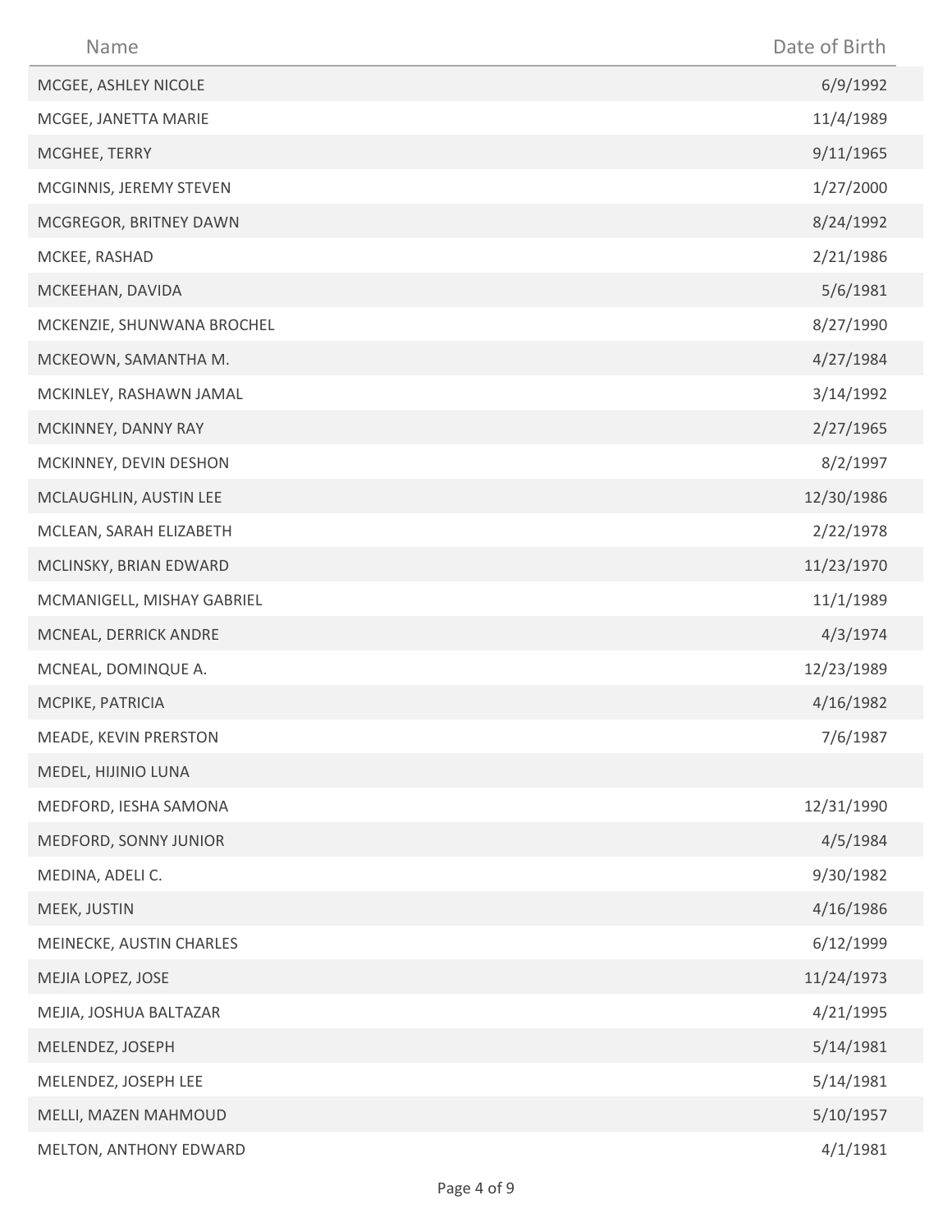| Name | Date of Birth |
| --- | --- |
| MCGEE, ASHLEY NICOLE | 6/9/1992 |
| MCGEE, JANETTA MARIE | 11/4/1989 |
| MCGHEE, TERRY | 9/11/1965 |
| MCGINNIS, JEREMY STEVEN | 1/27/2000 |
| MCGREGOR, BRITNEY DAWN | 8/24/1992 |
| MCKEE, RASHAD | 2/21/1986 |
| MCKEEHAN, DAVIDA | 5/6/1981 |
| MCKENZIE, SHUNWANA BROCHEL | 8/27/1990 |
| MCKEOWN, SAMANTHA M. | 4/27/1984 |
| MCKINLEY, RASHAWN JAMAL | 3/14/1992 |
| MCKINNEY, DANNY RAY | 2/27/1965 |
| MCKINNEY, DEVIN DESHON | 8/2/1997 |
| MCLAUGHLIN, AUSTIN LEE | 12/30/1986 |
| MCLEAN, SARAH ELIZABETH | 2/22/1978 |
| MCLINSKY, BRIAN EDWARD | 11/23/1970 |
| MCMANIGELL, MISHAY GABRIEL | 11/1/1989 |
| MCNEAL, DERRICK ANDRE | 4/3/1974 |
| MCNEAL, DOMINQUE A. | 12/23/1989 |
| MCPIKE, PATRICIA | 4/16/1982 |
| MEADE, KEVIN PRERSTON | 7/6/1987 |
| MEDEL, HIJINIO LUNA | |
| MEDFORD, IESHA SAMONA | 12/31/1990 |
| MEDFORD, SONNY JUNIOR | 4/5/1984 |
| MEDINA, ADELI C. | 9/30/1982 |
| MEEK, JUSTIN | 4/16/1986 |
| MEINECKE, AUSTIN CHARLES | 6/12/1999 |
| MEJIA LOPEZ, JOSE | 11/24/1973 |
| MEJIA, JOSHUA BALTAZAR | 4/21/1995 |
| MELENDEZ, JOSEPH | 5/14/1981 |
| MELENDEZ, JOSEPH LEE | 5/14/1981 |
| MELLI, MAZEN MAHMOUD | 5/10/1957 |
| MELTON, ANTHONY EDWARD | 4/1/1981 |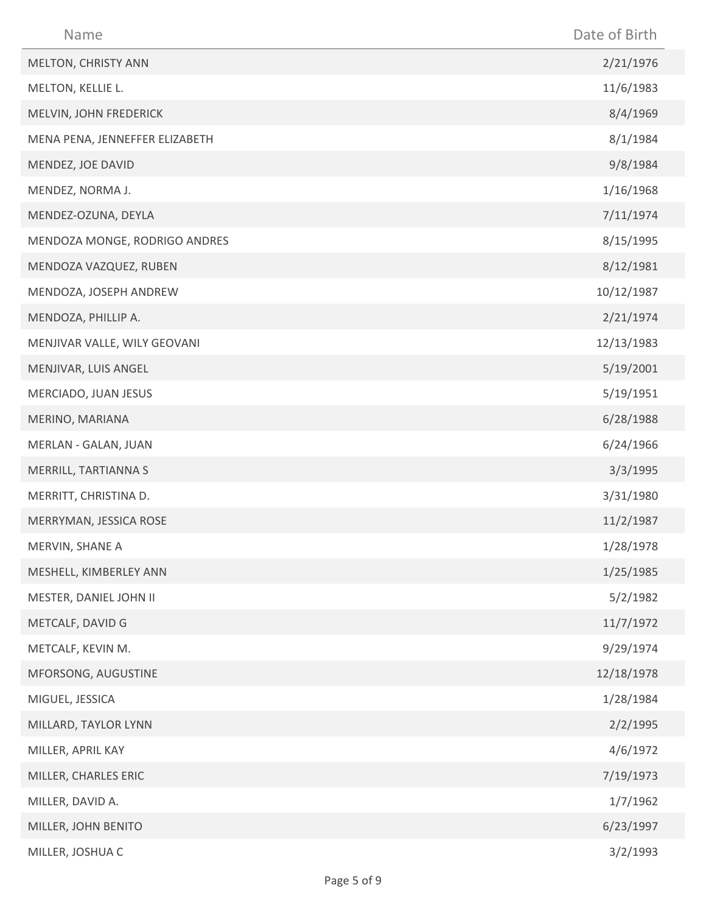| Name | Date of Birth |
| --- | --- |
| MELTON, CHRISTY ANN | 2/21/1976 |
| MELTON, KELLIE L. | 11/6/1983 |
| MELVIN, JOHN FREDERICK | 8/4/1969 |
| MENA PENA, JENNEFFER ELIZABETH | 8/1/1984 |
| MENDEZ, JOE DAVID | 9/8/1984 |
| MENDEZ, NORMA J. | 1/16/1968 |
| MENDEZ-OZUNA, DEYLA | 7/11/1974 |
| MENDOZA MONGE, RODRIGO ANDRES | 8/15/1995 |
| MENDOZA VAZQUEZ, RUBEN | 8/12/1981 |
| MENDOZA, JOSEPH ANDREW | 10/12/1987 |
| MENDOZA, PHILLIP A. | 2/21/1974 |
| MENJIVAR VALLE, WILY GEOVANI | 12/13/1983 |
| MENJIVAR, LUIS ANGEL | 5/19/2001 |
| MERCIADO, JUAN JESUS | 5/19/1951 |
| MERINO, MARIANA | 6/28/1988 |
| MERLAN - GALAN, JUAN | 6/24/1966 |
| MERRILL, TARTIANNA S | 3/3/1995 |
| MERRITT, CHRISTINA D. | 3/31/1980 |
| MERRYMAN, JESSICA ROSE | 11/2/1987 |
| MERVIN, SHANE A | 1/28/1978 |
| MESHELL, KIMBERLEY ANN | 1/25/1985 |
| MESTER, DANIEL JOHN II | 5/2/1982 |
| METCALF, DAVID G | 11/7/1972 |
| METCALF, KEVIN M. | 9/29/1974 |
| MFORSONG, AUGUSTINE | 12/18/1978 |
| MIGUEL, JESSICA | 1/28/1984 |
| MILLARD, TAYLOR LYNN | 2/2/1995 |
| MILLER, APRIL KAY | 4/6/1972 |
| MILLER, CHARLES ERIC | 7/19/1973 |
| MILLER, DAVID A. | 1/7/1962 |
| MILLER, JOHN BENITO | 6/23/1997 |
| MILLER, JOSHUA C | 3/2/1993 |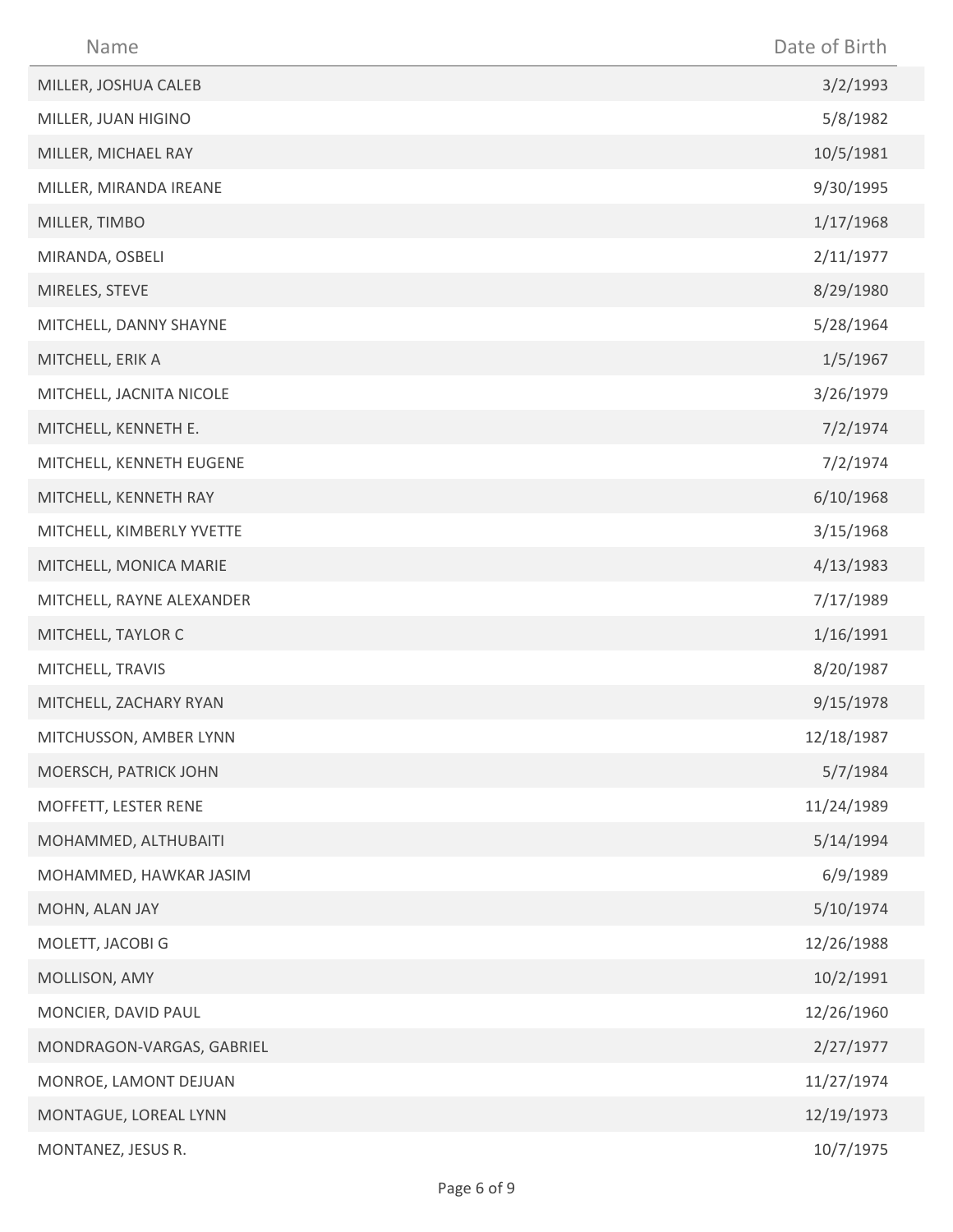| Name | Date of Birth |
| --- | --- |
| MILLER, JOSHUA CALEB | 3/2/1993 |
| MILLER, JUAN HIGINO | 5/8/1982 |
| MILLER, MICHAEL RAY | 10/5/1981 |
| MILLER, MIRANDA IREANE | 9/30/1995 |
| MILLER, TIMBO | 1/17/1968 |
| MIRANDA, OSBELI | 2/11/1977 |
| MIRELES, STEVE | 8/29/1980 |
| MITCHELL, DANNY SHAYNE | 5/28/1964 |
| MITCHELL, ERIK A | 1/5/1967 |
| MITCHELL, JACNITA NICOLE | 3/26/1979 |
| MITCHELL, KENNETH E. | 7/2/1974 |
| MITCHELL, KENNETH EUGENE | 7/2/1974 |
| MITCHELL, KENNETH RAY | 6/10/1968 |
| MITCHELL, KIMBERLY YVETTE | 3/15/1968 |
| MITCHELL, MONICA MARIE | 4/13/1983 |
| MITCHELL, RAYNE ALEXANDER | 7/17/1989 |
| MITCHELL, TAYLOR C | 1/16/1991 |
| MITCHELL, TRAVIS | 8/20/1987 |
| MITCHELL, ZACHARY RYAN | 9/15/1978 |
| MITCHUSSON, AMBER LYNN | 12/18/1987 |
| MOERSCH, PATRICK JOHN | 5/7/1984 |
| MOFFETT, LESTER RENE | 11/24/1989 |
| MOHAMMED, ALTHUBAITI | 5/14/1994 |
| MOHAMMED, HAWKAR JASIM | 6/9/1989 |
| MOHN, ALAN JAY | 5/10/1974 |
| MOLETT, JACOBI G | 12/26/1988 |
| MOLLISON, AMY | 10/2/1991 |
| MONCIER, DAVID PAUL | 12/26/1960 |
| MONDRAGON-VARGAS, GABRIEL | 2/27/1977 |
| MONROE, LAMONT DEJUAN | 11/27/1974 |
| MONTAGUE, LOREAL LYNN | 12/19/1973 |
| MONTANEZ, JESUS R. | 10/7/1975 |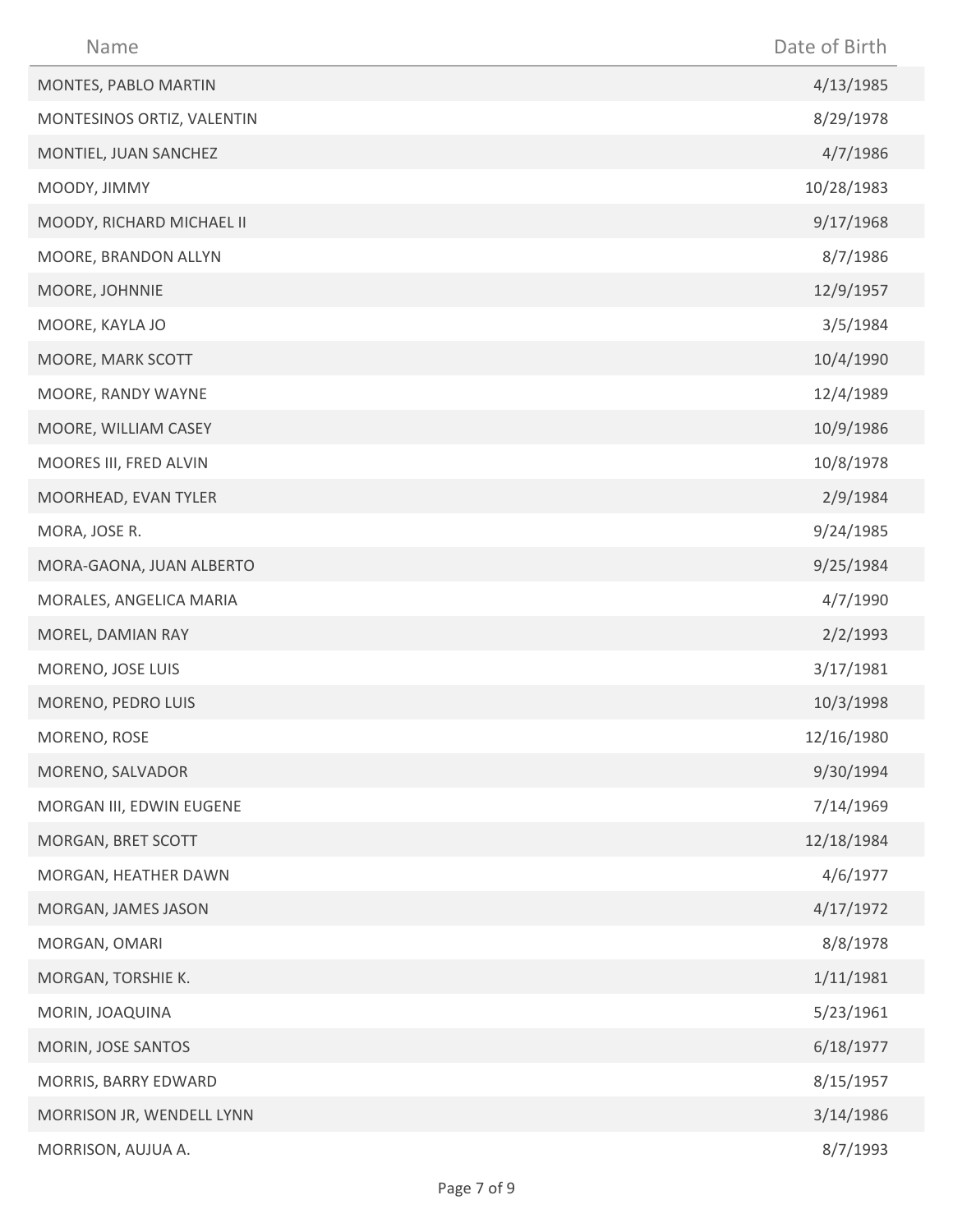| Name | Date of Birth |
|---|---|
| MONTES, PABLO MARTIN | 4/13/1985 |
| MONTESINOS ORTIZ, VALENTIN | 8/29/1978 |
| MONTIEL, JUAN SANCHEZ | 4/7/1986 |
| MOODY, JIMMY | 10/28/1983 |
| MOODY, RICHARD MICHAEL II | 9/17/1968 |
| MOORE, BRANDON ALLYN | 8/7/1986 |
| MOORE, JOHNNIE | 12/9/1957 |
| MOORE, KAYLA JO | 3/5/1984 |
| MOORE, MARK SCOTT | 10/4/1990 |
| MOORE, RANDY WAYNE | 12/4/1989 |
| MOORE, WILLIAM CASEY | 10/9/1986 |
| MOORES III, FRED ALVIN | 10/8/1978 |
| MOORHEAD, EVAN TYLER | 2/9/1984 |
| MORA, JOSE R. | 9/24/1985 |
| MORA-GAONA, JUAN ALBERTO | 9/25/1984 |
| MORALES, ANGELICA MARIA | 4/7/1990 |
| MOREL, DAMIAN RAY | 2/2/1993 |
| MORENO, JOSE LUIS | 3/17/1981 |
| MORENO, PEDRO LUIS | 10/3/1998 |
| MORENO, ROSE | 12/16/1980 |
| MORENO, SALVADOR | 9/30/1994 |
| MORGAN III, EDWIN EUGENE | 7/14/1969 |
| MORGAN, BRET SCOTT | 12/18/1984 |
| MORGAN, HEATHER DAWN | 4/6/1977 |
| MORGAN, JAMES JASON | 4/17/1972 |
| MORGAN, OMARI | 8/8/1978 |
| MORGAN, TORSHIE K. | 1/11/1981 |
| MORIN, JOAQUINA | 5/23/1961 |
| MORIN, JOSE SANTOS | 6/18/1977 |
| MORRIS, BARRY EDWARD | 8/15/1957 |
| MORRISON JR, WENDELL LYNN | 3/14/1986 |
| MORRISON, AUJUA A. | 8/7/1993 |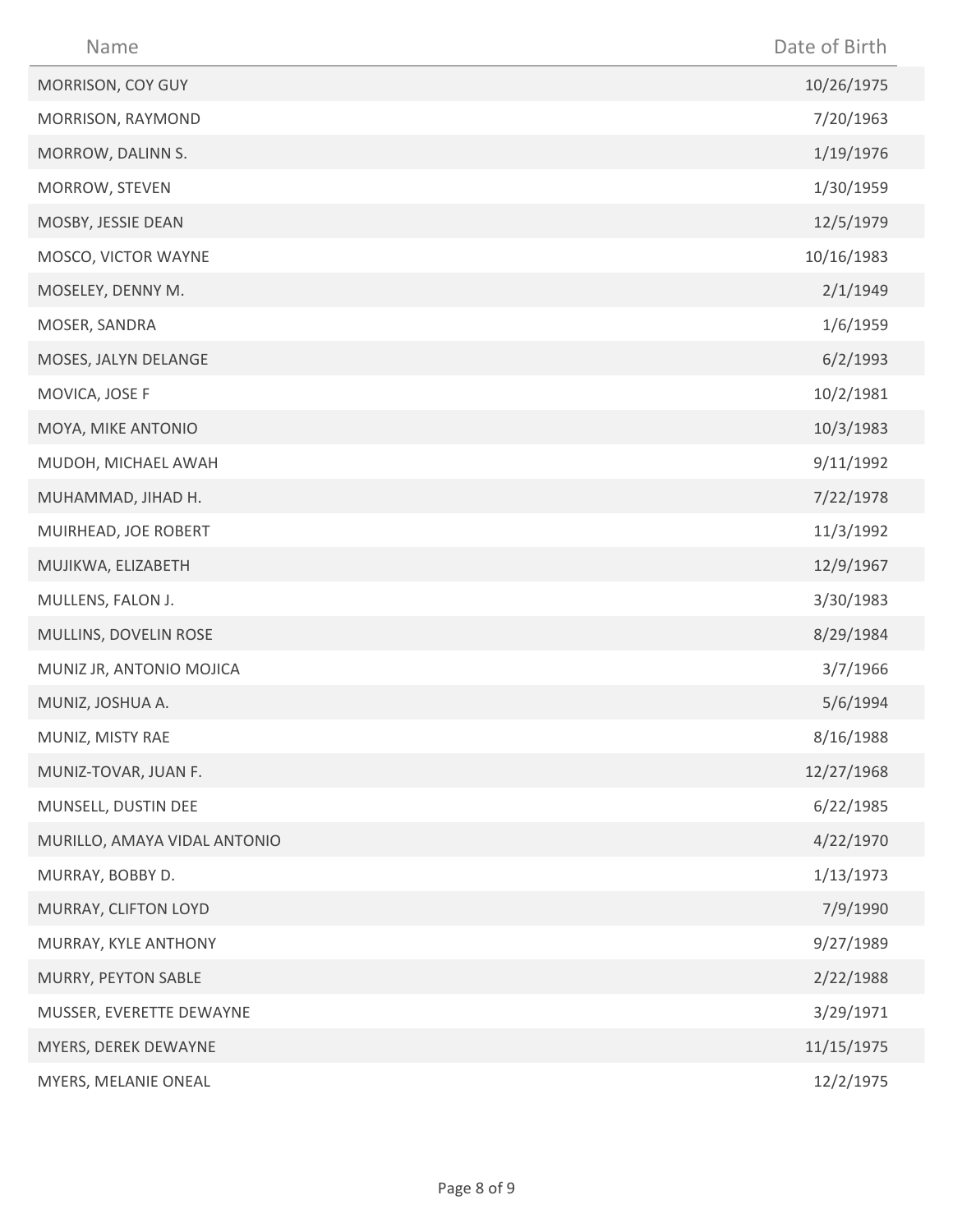| Name | Date of Birth |
| --- | --- |
| MORRISON, COY GUY | 10/26/1975 |
| MORRISON, RAYMOND | 7/20/1963 |
| MORROW, DALINN S. | 1/19/1976 |
| MORROW, STEVEN | 1/30/1959 |
| MOSBY, JESSIE DEAN | 12/5/1979 |
| MOSCO, VICTOR WAYNE | 10/16/1983 |
| MOSELEY, DENNY M. | 2/1/1949 |
| MOSER, SANDRA | 1/6/1959 |
| MOSES, JALYN DELANGE | 6/2/1993 |
| MOVICA, JOSE F | 10/2/1981 |
| MOYA, MIKE ANTONIO | 10/3/1983 |
| MUDOH, MICHAEL AWAH | 9/11/1992 |
| MUHAMMAD, JIHAD H. | 7/22/1978 |
| MUIRHEAD, JOE ROBERT | 11/3/1992 |
| MUJIKWA, ELIZABETH | 12/9/1967 |
| MULLENS, FALON J. | 3/30/1983 |
| MULLINS, DOVELIN ROSE | 8/29/1984 |
| MUNIZ JR, ANTONIO MOJICA | 3/7/1966 |
| MUNIZ, JOSHUA A. | 5/6/1994 |
| MUNIZ, MISTY RAE | 8/16/1988 |
| MUNIZ-TOVAR, JUAN F. | 12/27/1968 |
| MUNSELL, DUSTIN DEE | 6/22/1985 |
| MURILLO, AMAYA VIDAL ANTONIO | 4/22/1970 |
| MURRAY, BOBBY D. | 1/13/1973 |
| MURRAY, CLIFTON LOYD | 7/9/1990 |
| MURRAY, KYLE ANTHONY | 9/27/1989 |
| MURRY, PEYTON SABLE | 2/22/1988 |
| MUSSER, EVERETTE DEWAYNE | 3/29/1971 |
| MYERS, DEREK DEWAYNE | 11/15/1975 |
| MYERS, MELANIE ONEAL | 12/2/1975 |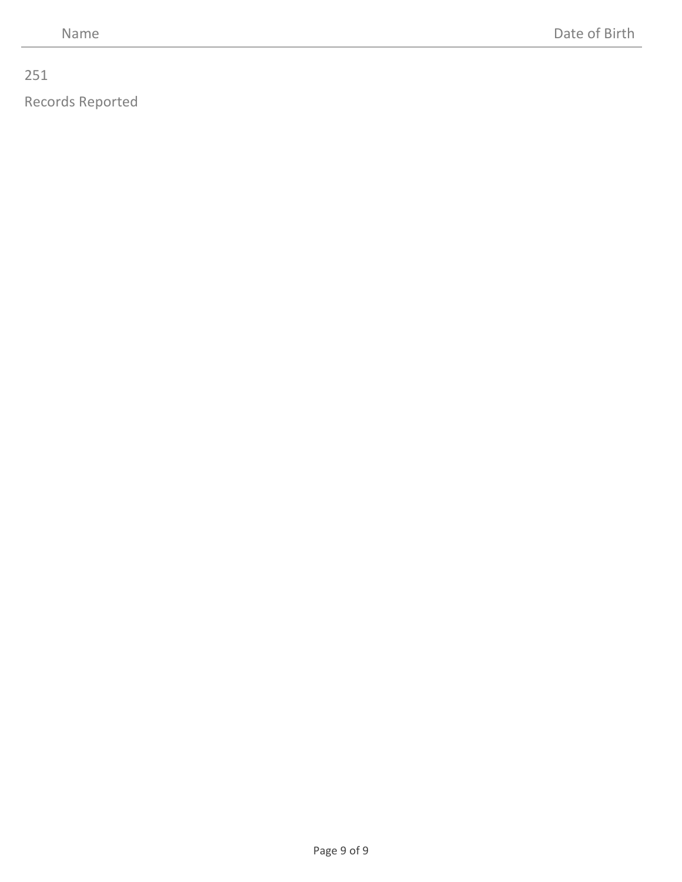| Name | Date of Birth |
| --- | --- |

251

Records Reported